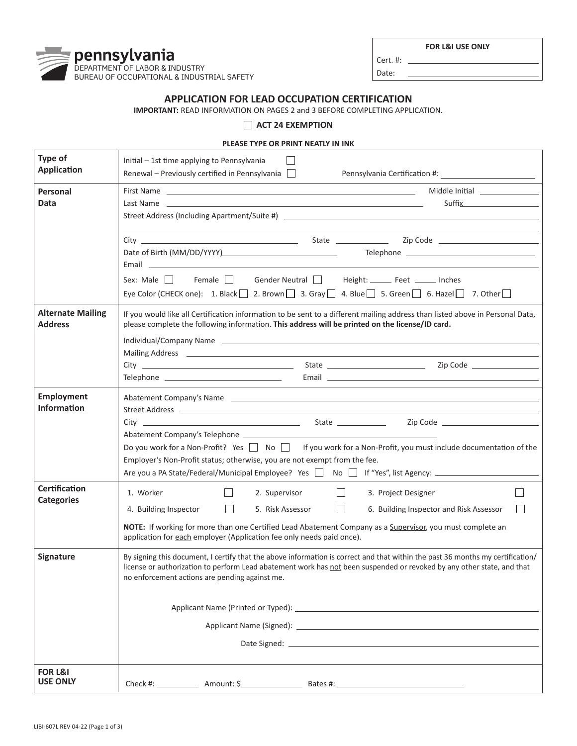pennsylvania
DEPARTMENT OF LABOR & INDUSTRY
BUREAU OF OCCUPATIONAL & INDUSTRIAL SAFETY

| FOR L&I USE ONLY |
|---|
| Cert. #: ______ |
| Date: ______ |

# APPLICATION FOR LEAD OCCUPATION CERTIFICATION

**IMPORTANT:** READ INFORMATION ON PAGES 2 and 3 BEFORE COMPLETING APPLICATION.

☐ **ACT 24 EXEMPTION**

**PLEASE TYPE OR PRINT NEATLY IN INK**

| | |
|---|---|
| **Type of Application** | Initial – 1st time applying to Pennsylvania ☐<br>Renewal – Previously certified in Pennsylvania ☐ Pennsylvania Certification #: ______ |
| **Personal Data** | First Name ______ Middle Initial ______<br>Last Name ______ Suffix ______<br>Street Address (Including Apartment/Suite #) ______<br>City ______ State ______ Zip Code ______<br>Date of Birth (MM/DD/YYYY) ______ Telephone ______<br>Email ______<br>Sex: Male ☐ Female ☐ Gender Neutral ☐ Height: ______ Feet ______ Inches<br>Eye Color (CHECK one): 1. Black ☐ 2. Brown ☐ 3. Gray ☐ 4. Blue ☐ 5. Green ☐ 6. Hazel ☐ 7. Other ☐ |
| **Alternate Mailing Address** | If you would like all Certification information to be sent to a different mailing address than listed above in Personal Data, please complete the following information. **This address will be printed on the license/ID card.**<br>Individual/Company Name ______<br>Mailing Address ______<br>City ______ State ______ Zip Code ______<br>Telephone ______ Email ______ |
| **Employment Information** | Abatement Company's Name ______<br>Street Address ______<br>City ______ State ______ Zip Code ______<br>Abatement Company's Telephone ______<br>Do you work for a Non-Profit? Yes ☐ No ☐ If you work for a Non-Profit, you must include documentation of the Employer's Non-Profit status; otherwise, you are not exempt from the fee.<br>Are you a PA State/Federal/Municipal Employee? Yes ☐ No ☐ If "Yes", list Agency: ______ |
| **Certification Categories** | 1. Worker ☐ 2. Supervisor ☐ 3. Project Designer ☐<br>4. Building Inspector ☐ 5. Risk Assessor ☐ 6. Building Inspector and Risk Assessor ☐<br>**NOTE:** If working for more than one Certified Lead Abatement Company as a Supervisor, you must complete an application for each employer (Application fee only needs paid once). |
| **Signature** | By signing this document, I certify that the above information is correct and that within the past 36 months my certification/license or authorization to perform Lead abatement work has not been suspended or revoked by any other state, and that no enforcement actions are pending against me.<br><br>Applicant Name (Printed or Typed): ______<br>Applicant Name (Signed): ______<br>Date Signed: ______ |
| **FOR L&I USE ONLY** | Check #: ______ Amount: $______ Bates #: ______ |

LIBI-607L REV 04-22 (Page 1 of 3)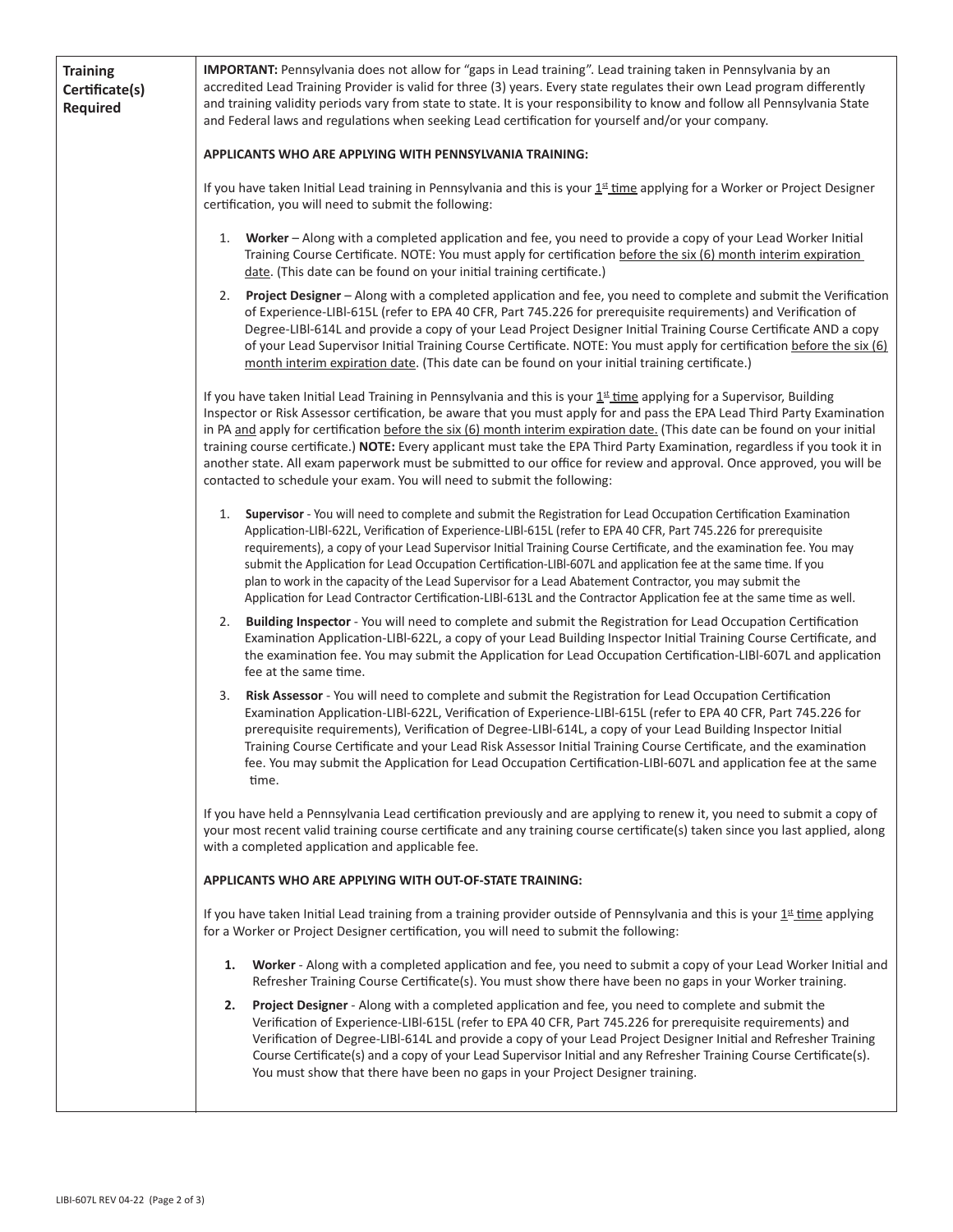**Training Certificate(s) Required**

**IMPORTANT:** Pennsylvania does not allow for "gaps in Lead training". Lead training taken in Pennsylvania by an accredited Lead Training Provider is valid for three (3) years. Every state regulates their own Lead program differently and training validity periods vary from state to state. It is your responsibility to know and follow all Pennsylvania State and Federal laws and regulations when seeking Lead certification for yourself and/or your company.

**APPLICANTS WHO ARE APPLYING WITH PENNSYLVANIA TRAINING:**

If you have taken Initial Lead training in Pennsylvania and this is your 1st time applying for a Worker or Project Designer certification, you will need to submit the following:

1. **Worker** – Along with a completed application and fee, you need to provide a copy of your Lead Worker Initial Training Course Certificate. NOTE: You must apply for certification before the six (6) month interim expiration date. (This date can be found on your initial training certificate.)
2. **Project Designer** – Along with a completed application and fee, you need to complete and submit the Verification of Experience-LIBI-615L (refer to EPA 40 CFR, Part 745.226 for prerequisite requirements) and Verification of Degree-LIBI-614L and provide a copy of your Lead Project Designer Initial Training Course Certificate AND a copy of your Lead Supervisor Initial Training Course Certificate. NOTE: You must apply for certification before the six (6) month interim expiration date. (This date can be found on your initial training certificate.)

If you have taken Initial Lead Training in Pennsylvania and this is your 1st time applying for a Supervisor, Building Inspector or Risk Assessor certification, be aware that you must apply for and pass the EPA Lead Third Party Examination in PA and apply for certification before the six (6) month interim expiration date. (This date can be found on your initial training course certificate.) **NOTE:** Every applicant must take the EPA Third Party Examination, regardless if you took it in another state. All exam paperwork must be submitted to our office for review and approval. Once approved, you will be contacted to schedule your exam. You will need to submit the following:

1. **Supervisor** - You will need to complete and submit the Registration for Lead Occupation Certification Examination Application-LIBI-622L, Verification of Experience-LIBI-615L (refer to EPA 40 CFR, Part 745.226 for prerequisite requirements), a copy of your Lead Supervisor Initial Training Course Certificate, and the examination fee. You may submit the Application for Lead Occupation Certification-LIBI-607L and application fee at the same time. If you plan to work in the capacity of the Lead Supervisor for a Lead Abatement Contractor, you may submit the Application for Lead Contractor Certification-LIBI-613L and the Contractor Application fee at the same time as well.
2. **Building Inspector** - You will need to complete and submit the Registration for Lead Occupation Certification Examination Application-LIBI-622L, a copy of your Lead Building Inspector Initial Training Course Certificate, and the examination fee. You may submit the Application for Lead Occupation Certification-LIBI-607L and application fee at the same time.
3. **Risk Assessor** - You will need to complete and submit the Registration for Lead Occupation Certification Examination Application-LIBI-622L, Verification of Experience-LIBI-615L (refer to EPA 40 CFR, Part 745.226 for prerequisite requirements), Verification of Degree-LIBI-614L, a copy of your Lead Building Inspector Initial Training Course Certificate and your Lead Risk Assessor Initial Training Course Certificate, and the examination fee. You may submit the Application for Lead Occupation Certification-LIBI-607L and application fee at the same time.

If you have held a Pennsylvania Lead certification previously and are applying to renew it, you need to submit a copy of your most recent valid training course certificate and any training course certificate(s) taken since you last applied, along with a completed application and applicable fee.

**APPLICANTS WHO ARE APPLYING WITH OUT-OF-STATE TRAINING:**

If you have taken Initial Lead training from a training provider outside of Pennsylvania and this is your 1st time applying for a Worker or Project Designer certification, you will need to submit the following:

1. **Worker** - Along with a completed application and fee, you need to submit a copy of your Lead Worker Initial and Refresher Training Course Certificate(s). You must show there have been no gaps in your Worker training.
2. **Project Designer** - Along with a completed application and fee, you need to complete and submit the Verification of Experience-LIBI-615L (refer to EPA 40 CFR, Part 745.226 for prerequisite requirements) and Verification of Degree-LIBI-614L and provide a copy of your Lead Project Designer Initial and Refresher Training Course Certificate(s) and a copy of your Lead Supervisor Initial and any Refresher Training Course Certificate(s). You must show that there have been no gaps in your Project Designer training.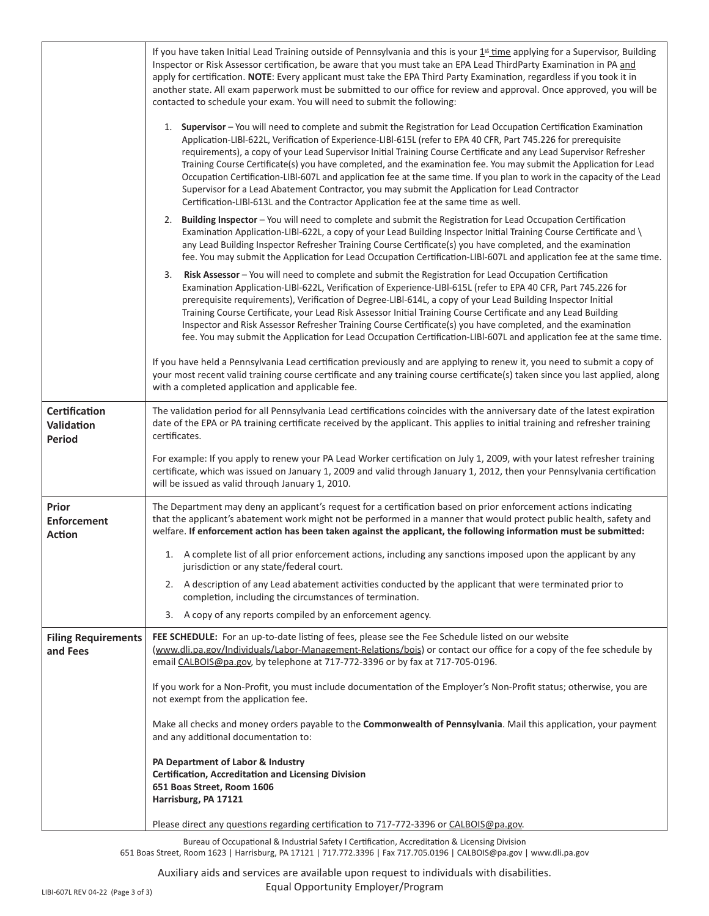| | |
|---|---|
| | If you have taken Initial Lead Training outside of Pennsylvania and this is your 1st time applying for a Supervisor, Building Inspector or Risk Assessor certification, be aware that you must take an EPA Lead ThirdParty Examination in PA and apply for certification. **NOTE**: Every applicant must take the EPA Third Party Examination, regardless if you took it in another state. All exam paperwork must be submitted to our office for review and approval. Once approved, you will be contacted to schedule your exam. You will need to submit the following:<br><br>1. **Supervisor** – You will need to complete and submit the Registration for Lead Occupation Certification Examination Application-LIBI-622L, Verification of Experience-LIBI-615L (refer to EPA 40 CFR, Part 745.226 for prerequisite requirements), a copy of your Lead Supervisor Initial Training Course Certificate and any Lead Supervisor Refresher Training Course Certificate(s) you have completed, and the examination fee. You may submit the Application for Lead Occupation Certification-LIBI-607L and application fee at the same time. If you plan to work in the capacity of the Lead Supervisor for a Lead Abatement Contractor, you may submit the Application for Lead Contractor Certification-LIBI-613L and the Contractor Application fee at the same time as well.<br>2. **Building Inspector** – You will need to complete and submit the Registration for Lead Occupation Certification Examination Application-LIBI-622L, a copy of your Lead Building Inspector Initial Training Course Certificate and \ any Lead Building Inspector Refresher Training Course Certificate(s) you have completed, and the examination fee. You may submit the Application for Lead Occupation Certification-LIBI-607L and application fee at the same time.<br>3. **Risk Assessor** – You will need to complete and submit the Registration for Lead Occupation Certification Examination Application-LIBI-622L, Verification of Experience-LIBI-615L (refer to EPA 40 CFR, Part 745.226 for prerequisite requirements), Verification of Degree-LIBI-614L, a copy of your Lead Building Inspector Initial Training Course Certificate, your Lead Risk Assessor Initial Training Course Certificate and any Lead Building Inspector and Risk Assessor Refresher Training Course Certificate(s) you have completed, and the examination fee. You may submit the Application for Lead Occupation Certification-LIBI-607L and application fee at the same time.<br><br>If you have held a Pennsylvania Lead certification previously and are applying to renew it, you need to submit a copy of your most recent valid training course certificate and any training course certificate(s) taken since you last applied, along with a completed application and applicable fee. |
| **Certification Validation Period** | The validation period for all Pennsylvania Lead certifications coincides with the anniversary date of the latest expiration date of the EPA or PA training certificate received by the applicant. This applies to initial training and refresher training certificates.<br><br>For example: If you apply to renew your PA Lead Worker certification on July 1, 2009, with your latest refresher training certificate, which was issued on January 1, 2009 and valid through January 1, 2012, then your Pennsylvania certification will be issued as valid through January 1, 2010. |
| **Prior Enforcement Action** | The Department may deny an applicant's request for a certification based on prior enforcement actions indicating that the applicant's abatement work might not be performed in a manner that would protect public health, safety and welfare. **If enforcement action has been taken against the applicant, the following information must be submitted:**<br><br>1. A complete list of all prior enforcement actions, including any sanctions imposed upon the applicant by any jurisdiction or any state/federal court.<br>2. A description of any Lead abatement activities conducted by the applicant that were terminated prior to completion, including the circumstances of termination.<br>3. A copy of any reports compiled by an enforcement agency. |
| **Filing Requirements and Fees** | **FEE SCHEDULE:** For an up-to-date listing of fees, please see the Fee Schedule listed on our website (www.dli.pa.gov/Individuals/Labor-Management-Relations/bois) or contact our office for a copy of the fee schedule by email CALBOIS@pa.gov, by telephone at 717-772-3396 or by fax at 717-705-0196.<br><br>If you work for a Non-Profit, you must include documentation of the Employer's Non-Profit status; otherwise, you are not exempt from the application fee.<br><br>Make all checks and money orders payable to the **Commonwealth of Pennsylvania**. Mail this application, your payment and any additional documentation to:<br><br>**PA Department of Labor & Industry**<br>**Certification, Accreditation and Licensing Division**<br>**651 Boas Street, Room 1606**<br>**Harrisburg, PA 17121**<br><br>Please direct any questions regarding certification to 717-772-3396 or CALBOIS@pa.gov. |

Bureau of Occupational & Industrial Safety I Certification, Accreditation & Licensing Division
651 Boas Street, Room 1623 | Harrisburg, PA 17121 | 717.772.3396 | Fax 717.705.0196 | CALBOIS@pa.gov | www.dli.pa.gov

Auxiliary aids and services are available upon request to individuals with disabilities.
Equal Opportunity Employer/Program

LIBI-607L REV 04-22